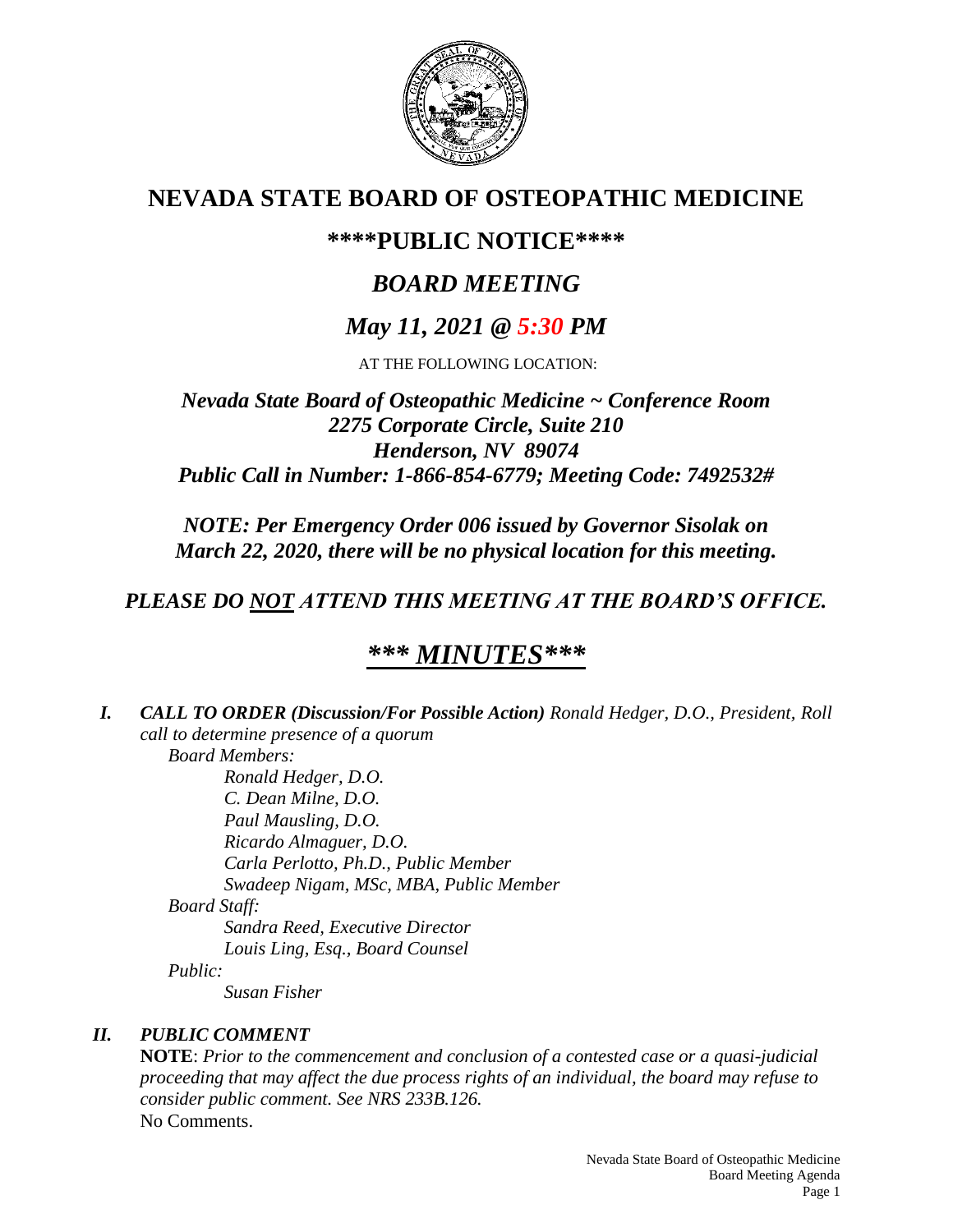# NEVADA STATE BOARD OF OSTEOPATHIC MEDICINE

## \*\*\*\*PUBLIC NOTICE\*\*\*\*

## *BOARD MEETING*

## *May 11, 2021 @ 5:30 PM*

AT THE FOLLOWING LOCATION:

***Nevada State Board of Osteopathic Medicine ~ Conference Room***
***2275 Corporate Circle, Suite 210***
***Henderson, NV 89074***
***Public Call in Number: 1-866-854-6779; Meeting Code: 7492532#***

***NOTE: Per Emergency Order 006 issued by Governor Sisolak on March 22, 2020, there will be no physical location for this meeting.***

***PLEASE DO NOT ATTEND THIS MEETING AT THE BOARD'S OFFICE.***

## ***\*\*\* MINUTES\*\*\****

***I. CALL TO ORDER (Discussion/For Possible Action)*** *Ronald Hedger, D.O., President, Roll call to determine presence of a quorum*

*Board Members:*

*Ronald Hedger, D.O.*
*C. Dean Milne, D.O.*
*Paul Mausling, D.O.*
*Ricardo Almaguer, D.O.*
*Carla Perlotto, Ph.D., Public Member*
*Swadeep Nigam, MSc, MBA, Public Member*

*Board Staff:*

*Sandra Reed, Executive Director*
*Louis Ling, Esq., Board Counsel*

*Public:*

*Susan Fisher*

***II. PUBLIC COMMENT***

**NOTE**: *Prior to the commencement and conclusion of a contested case or a quasi-judicial proceeding that may affect the due process rights of an individual, the board may refuse to consider public comment. See NRS 233B.126.*

No Comments.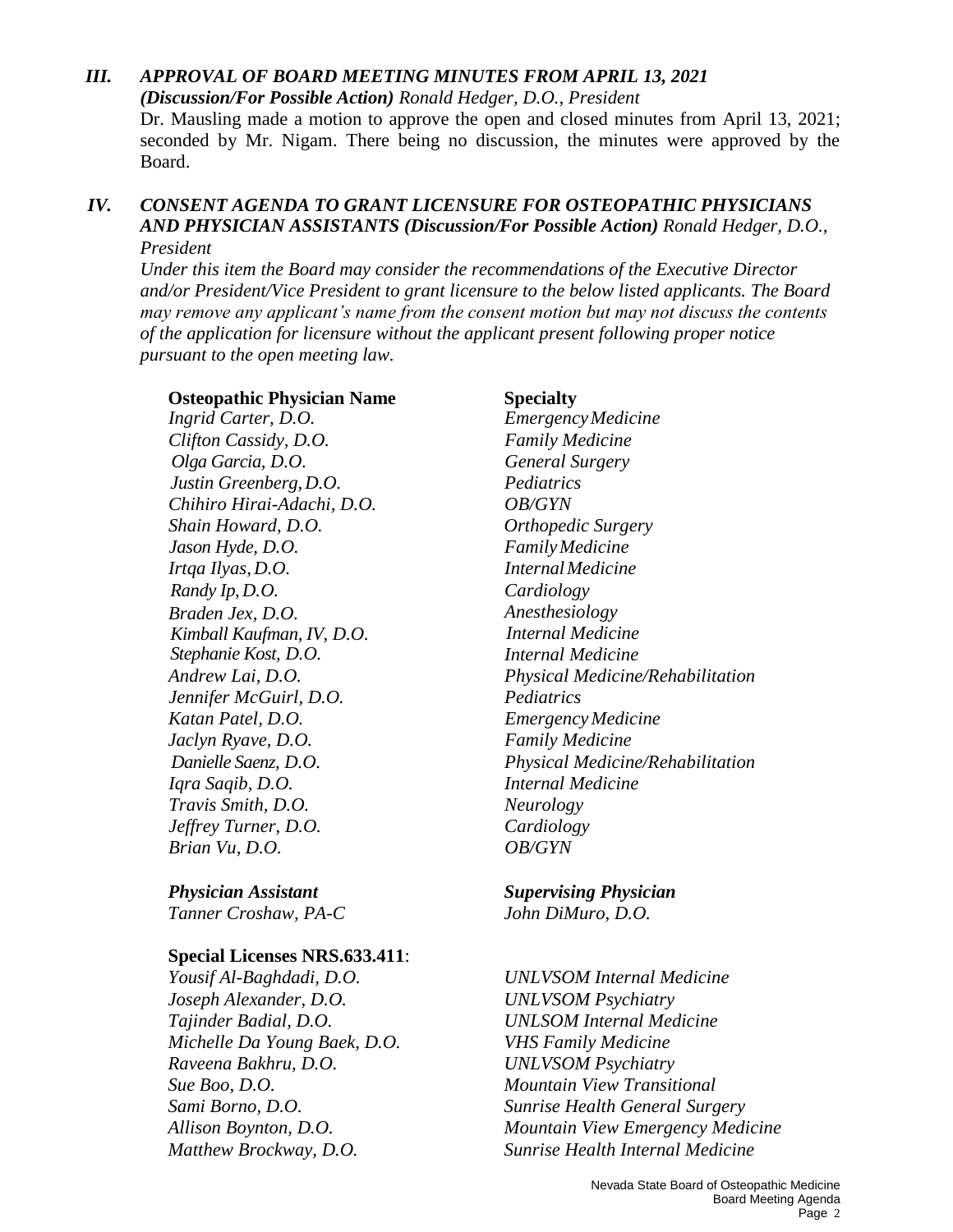### *III. APPROVAL OF BOARD MEETING MINUTES FROM APRIL 13, 2021*

***(Discussion/For Possible Action)*** *Ronald Hedger, D.O., President*

Dr. Mausling made a motion to approve the open and closed minutes from April 13, 2021; seconded by Mr. Nigam. There being no discussion, the minutes were approved by the Board.

### *IV. CONSENT AGENDA TO GRANT LICENSURE FOR OSTEOPATHIC PHYSICIANS AND PHYSICIAN ASSISTANTS (Discussion/For Possible Action)* *Ronald Hedger, D.O., President*

*Under this item the Board may consider the recommendations of the Executive Director and/or President/Vice President to grant licensure to the below listed applicants. The Board may remove any applicant's name from the consent motion but may not discuss the contents of the application for licensure without the applicant present following proper notice pursuant to the open meeting law.*

| **Osteopathic Physician Name** | **Specialty** |
|---|---|
| *Ingrid Carter, D.O.* | *Emergency Medicine* |
| *Clifton Cassidy, D.O.* | *Family Medicine* |
| *Olga Garcia, D.O.* | *General Surgery* |
| *Justin Greenberg, D.O.* | *Pediatrics* |
| *Chihiro Hirai-Adachi, D.O.* | *OB/GYN* |
| *Shain Howard, D.O.* | *Orthopedic Surgery* |
| *Jason Hyde, D.O.* | *Family Medicine* |
| *Irtqa Ilyas, D.O.* | *Internal Medicine* |
| *Randy Ip, D.O.* | *Cardiology* |
| *Braden Jex, D.O.* | *Anesthesiology* |
| *Kimball Kaufman, IV, D.O.* | *Internal Medicine* |
| *Stephanie Kost, D.O.* | *Internal Medicine* |
| *Andrew Lai, D.O.* | *Physical Medicine/Rehabilitation* |
| *Jennifer McGuirl, D.O.* | *Pediatrics* |
| *Katan Patel, D.O.* | *Emergency Medicine* |
| *Jaclyn Ryave, D.O.* | *Family Medicine* |
| *Danielle Saenz, D.O.* | *Physical Medicine/Rehabilitation* |
| *Iqra Saqib, D.O.* | *Internal Medicine* |
| *Travis Smith, D.O.* | *Neurology* |
| *Jeffrey Turner, D.O.* | *Cardiology* |
| *Brian Vu, D.O.* | *OB/GYN* |

| ***Physician Assistant*** | ***Supervising Physician*** |
|---|---|
| *Tanner Croshaw, PA-C* | *John DiMuro, D.O.* |

**Special Licenses NRS.633.411**:

| | |
|---|---|
| *Yousif Al-Baghdadi, D.O.* | *UNLVSOM Internal Medicine* |
| *Joseph Alexander, D.O.* | *UNLVSOM Psychiatry* |
| *Tajinder Badial, D.O.* | *UNLSOM Internal Medicine* |
| *Michelle Da Young Baek, D.O.* | *VHS Family Medicine* |
| *Raveena Bakhru, D.O.* | *UNLVSOM Psychiatry* |
| *Sue Boo, D.O.* | *Mountain View Transitional* |
| *Sami Borno, D.O.* | *Sunrise Health General Surgery* |
| *Allison Boynton, D.O.* | *Mountain View Emergency Medicine* |
| *Matthew Brockway, D.O.* | *Sunrise Health Internal Medicine* |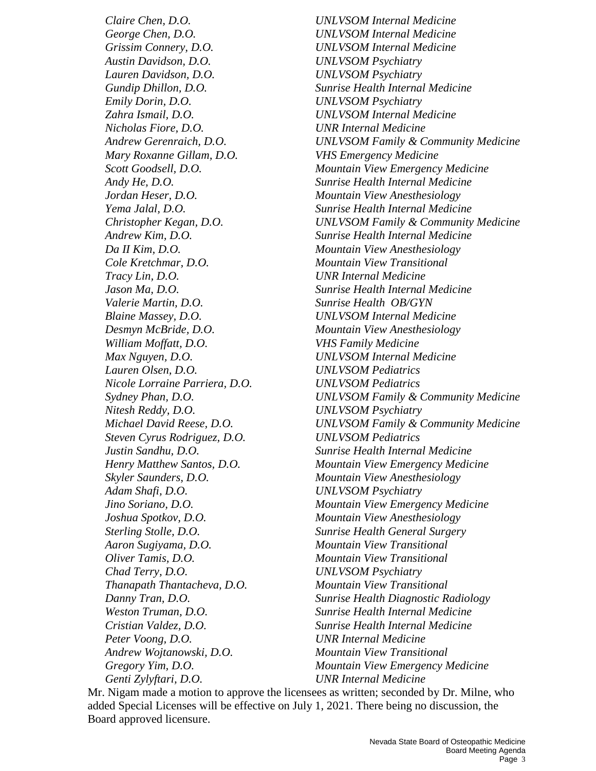| | |
|---|---|
| *Claire Chen, D.O.* | *UNLVSOM Internal Medicine* |
| *George Chen, D.O.* | *UNLVSOM Internal Medicine* |
| *Grissim Connery, D.O.* | *UNLVSOM Internal Medicine* |
| *Austin Davidson, D.O.* | *UNLVSOM Psychiatry* |
| *Lauren Davidson, D.O.* | *UNLVSOM Psychiatry* |
| *Gundip Dhillon, D.O.* | *Sunrise Health Internal Medicine* |
| *Emily Dorin, D.O.* | *UNLVSOM Psychiatry* |
| *Zahra Ismail, D.O.* | *UNLVSOM Internal Medicine* |
| *Nicholas Fiore, D.O.* | *UNR Internal Medicine* |
| *Andrew Gerenraich, D.O.* | *UNLVSOM Family & Community Medicine* |
| *Mary Roxanne Gillam, D.O.* | *VHS Emergency Medicine* |
| *Scott Goodsell, D.O.* | *Mountain View Emergency Medicine* |
| *Andy He, D.O.* | *Sunrise Health Internal Medicine* |
| *Jordan Heser, D.O.* | *Mountain View Anesthesiology* |
| *Yema Jalal, D.O.* | *Sunrise Health Internal Medicine* |
| *Christopher Kegan, D.O.* | *UNLVSOM Family & Community Medicine* |
| *Andrew Kim, D.O.* | *Sunrise Health Internal Medicine* |
| *Da II Kim, D.O.* | *Mountain View Anesthesiology* |
| *Cole Kretchmar, D.O.* | *Mountain View Transitional* |
| *Tracy Lin, D.O.* | *UNR Internal Medicine* |
| *Jason Ma, D.O.* | *Sunrise Health Internal Medicine* |
| *Valerie Martin, D.O.* | *Sunrise Health OB/GYN* |
| *Blaine Massey, D.O.* | *UNLVSOM Internal Medicine* |
| *Desmyn McBride, D.O.* | *Mountain View Anesthesiology* |
| *William Moffatt, D.O.* | *VHS Family Medicine* |
| *Max Nguyen, D.O.* | *UNLVSOM Internal Medicine* |
| *Lauren Olsen, D.O.* | *UNLVSOM Pediatrics* |
| *Nicole Lorraine Parriera, D.O.* | *UNLVSOM Pediatrics* |
| *Sydney Phan, D.O.* | *UNLVSOM Family & Community Medicine* |
| *Nitesh Reddy, D.O.* | *UNLVSOM Psychiatry* |
| *Michael David Reese, D.O.* | *UNLVSOM Family & Community Medicine* |
| *Steven Cyrus Rodriguez, D.O.* | *UNLVSOM Pediatrics* |
| *Justin Sandhu, D.O.* | *Sunrise Health Internal Medicine* |
| *Henry Matthew Santos, D.O.* | *Mountain View Emergency Medicine* |
| *Skyler Saunders, D.O.* | *Mountain View Anesthesiology* |
| *Adam Shafi, D.O.* | *UNLVSOM Psychiatry* |
| *Jino Soriano, D.O.* | *Mountain View Emergency Medicine* |
| *Joshua Spotkov, D.O.* | *Mountain View Anesthesiology* |
| *Sterling Stolle, D.O.* | *Sunrise Health General Surgery* |
| *Aaron Sugiyama, D.O.* | *Mountain View Transitional* |
| *Oliver Tamis, D.O.* | *Mountain View Transitional* |
| *Chad Terry, D.O.* | *UNLVSOM Psychiatry* |
| *Thanapath Thantacheva, D.O.* | *Mountain View Transitional* |
| *Danny Tran, D.O.* | *Sunrise Health Diagnostic Radiology* |
| *Weston Truman, D.O.* | *Sunrise Health Internal Medicine* |
| *Cristian Valdez, D.O.* | *Sunrise Health Internal Medicine* |
| *Peter Voong, D.O.* | *UNR Internal Medicine* |
| *Andrew Wojtanowski, D.O.* | *Mountain View Transitional* |
| *Gregory Yim, D.O.* | *Mountain View Emergency Medicine* |
| *Genti Zylyftari, D.O.* | *UNR Internal Medicine* |

Mr. Nigam made a motion to approve the licensees as written; seconded by Dr. Milne, who added Special Licenses will be effective on July 1, 2021. There being no discussion, the Board approved licensure.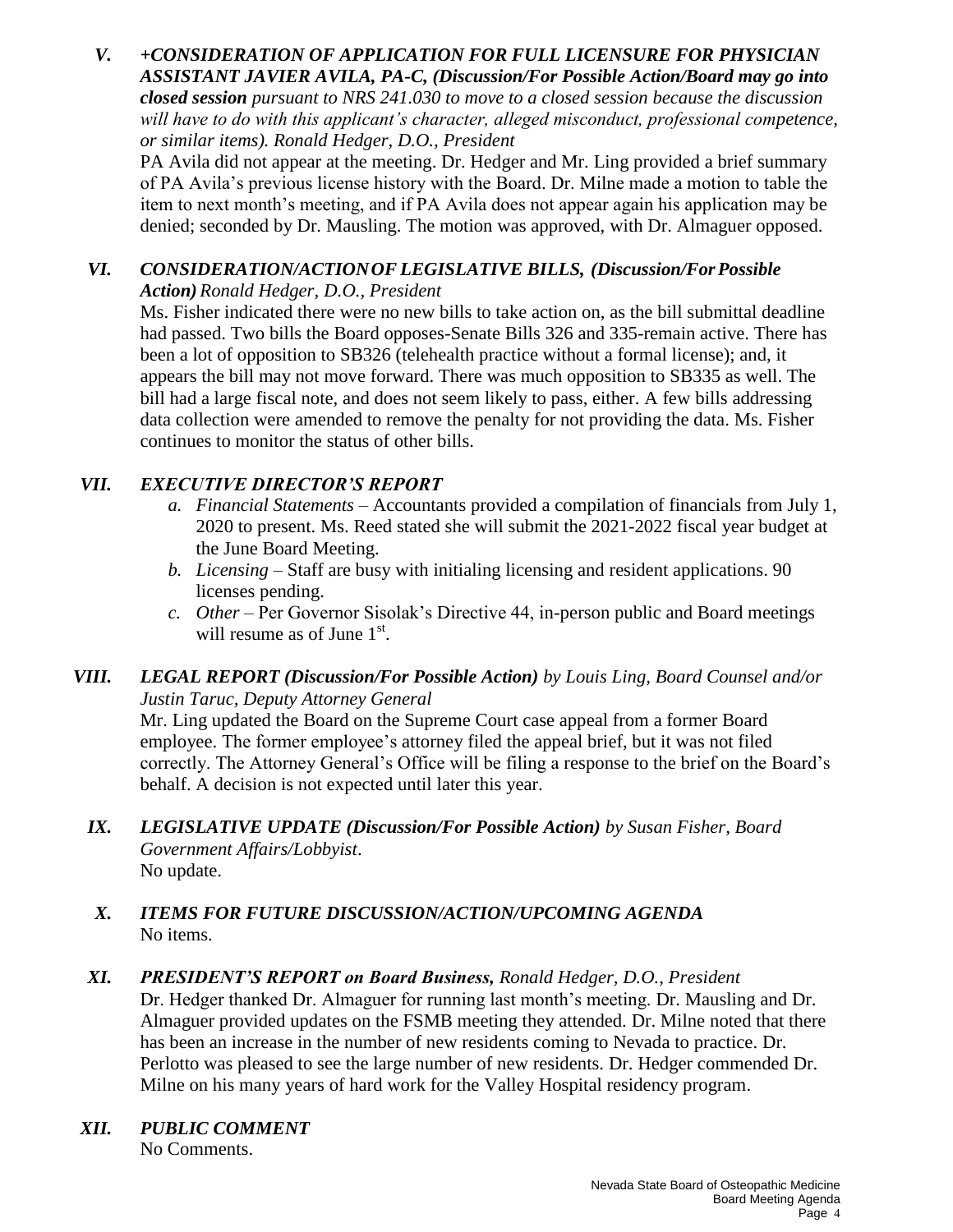*V.* ***+CONSIDERATION OF APPLICATION FOR FULL LICENSURE FOR PHYSICIAN ASSISTANT JAVIER AVILA, PA-C, (Discussion/For Possible Action/Board may go into closed session*** *pursuant to NRS 241.030 to move to a closed session because the discussion will have to do with this applicant's character, alleged misconduct, professional competence, or similar items). Ronald Hedger, D.O., President*

PA Avila did not appear at the meeting. Dr. Hedger and Mr. Ling provided a brief summary of PA Avila's previous license history with the Board. Dr. Milne made a motion to table the item to next month's meeting, and if PA Avila does not appear again his application may be denied; seconded by Dr. Mausling. The motion was approved, with Dr. Almaguer opposed.

*VI.* ***CONSIDERATION/ACTION OF LEGISLATIVE BILLS, (Discussion/For Possible Action)*** *Ronald Hedger, D.O., President*

Ms. Fisher indicated there were no new bills to take action on, as the bill submittal deadline had passed. Two bills the Board opposes-Senate Bills 326 and 335-remain active. There has been a lot of opposition to SB326 (telehealth practice without a formal license); and, it appears the bill may not move forward. There was much opposition to SB335 as well. The bill had a large fiscal note, and does not seem likely to pass, either. A few bills addressing data collection were amended to remove the penalty for not providing the data. Ms. Fisher continues to monitor the status of other bills.

*VII.* ***EXECUTIVE DIRECTOR'S REPORT***

- *a. Financial Statements* – Accountants provided a compilation of financials from July 1, 2020 to present. Ms. Reed stated she will submit the 2021-2022 fiscal year budget at the June Board Meeting.
- *b. Licensing* – Staff are busy with initialing licensing and resident applications. 90 licenses pending.
- *c. Other* – Per Governor Sisolak's Directive 44, in-person public and Board meetings will resume as of June 1st.

*VIII.* ***LEGAL REPORT (Discussion/For Possible Action)*** *by Louis Ling, Board Counsel and/or Justin Taruc, Deputy Attorney General*

Mr. Ling updated the Board on the Supreme Court case appeal from a former Board employee. The former employee's attorney filed the appeal brief, but it was not filed correctly. The Attorney General's Office will be filing a response to the brief on the Board's behalf. A decision is not expected until later this year.

*IX.* ***LEGISLATIVE UPDATE (Discussion/For Possible Action)*** *by Susan Fisher, Board Government Affairs/Lobbyist*.

No update.

*X.* ***ITEMS FOR FUTURE DISCUSSION/ACTION/UPCOMING AGENDA***

No items.

*XI.* ***PRESIDENT'S REPORT on Board Business,*** *Ronald Hedger, D.O., President*

Dr. Hedger thanked Dr. Almaguer for running last month's meeting. Dr. Mausling and Dr. Almaguer provided updates on the FSMB meeting they attended. Dr. Milne noted that there has been an increase in the number of new residents coming to Nevada to practice. Dr. Perlotto was pleased to see the large number of new residents. Dr. Hedger commended Dr. Milne on his many years of hard work for the Valley Hospital residency program.

*XII.* ***PUBLIC COMMENT***

No Comments.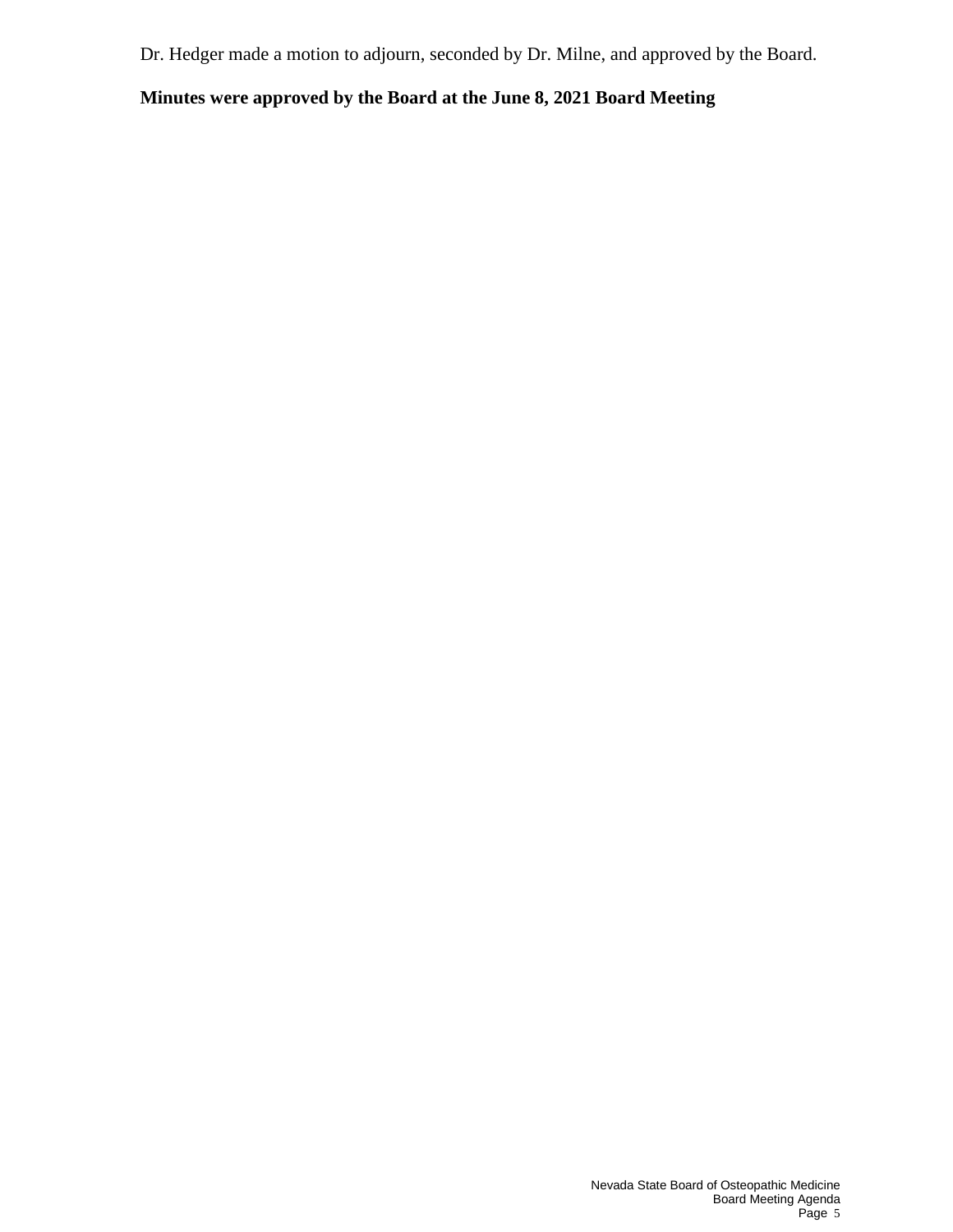Dr. Hedger made a motion to adjourn, seconded by Dr. Milne, and approved by the Board.

**Minutes were approved by the Board at the June 8, 2021 Board Meeting**